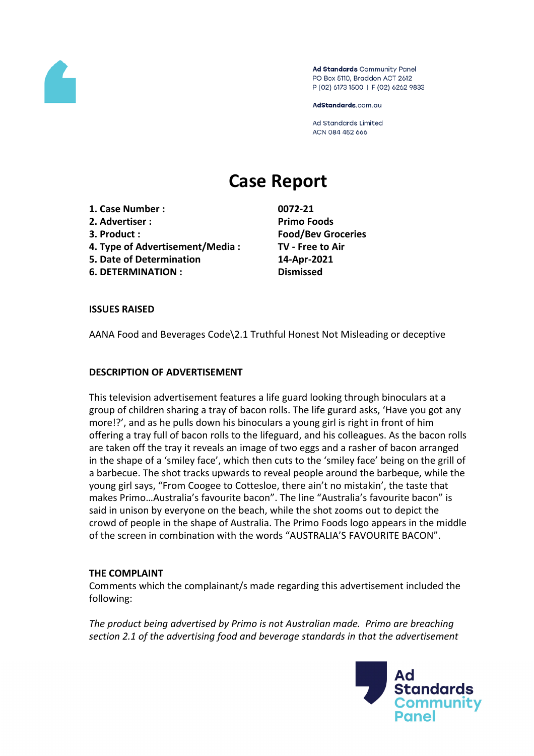Ad Standards Community Panel
PO Box 5110, Braddon ACT 2612
P (02) 6173 1500 | F (02) 6262 9833

AdStandards.com.au

Ad Standards Limited
ACN 084 452 666

# Case Report

| | |
|---|---|
| **1. Case Number :** | **0072-21** |
| **2. Advertiser :** | **Primo Foods** |
| **3. Product :** | **Food/Bev Groceries** |
| **4. Type of Advertisement/Media :** | **TV - Free to Air** |
| **5. Date of Determination** | **14-Apr-2021** |
| **6. DETERMINATION :** | **Dismissed** |

**ISSUES RAISED**

AANA Food and Beverages Code\2.1 Truthful Honest Not Misleading or deceptive

**DESCRIPTION OF ADVERTISEMENT**

This television advertisement features a life guard looking through binoculars at a group of children sharing a tray of bacon rolls. The life gurard asks, 'Have you got any more!?', and as he pulls down his binoculars a young girl is right in front of him offering a tray full of bacon rolls to the lifeguard, and his colleagues. As the bacon rolls are taken off the tray it reveals an image of two eggs and a rasher of bacon arranged in the shape of a 'smiley face', which then cuts to the 'smiley face' being on the grill of a barbecue. The shot tracks upwards to reveal people around the barbeque, while the young girl says, "From Coogee to Cottesloe, there ain't no mistakin', the taste that makes Primo…Australia's favourite bacon". The line "Australia's favourite bacon" is said in unison by everyone on the beach, while the shot zooms out to depict the crowd of people in the shape of Australia. The Primo Foods logo appears in the middle of the screen in combination with the words "AUSTRALIA'S FAVOURITE BACON".

**THE COMPLAINT**

Comments which the complainant/s made regarding this advertisement included the following:

*The product being advertised by Primo is not Australian made. Primo are breaching section 2.1 of the advertising food and beverage standards in that the advertisement*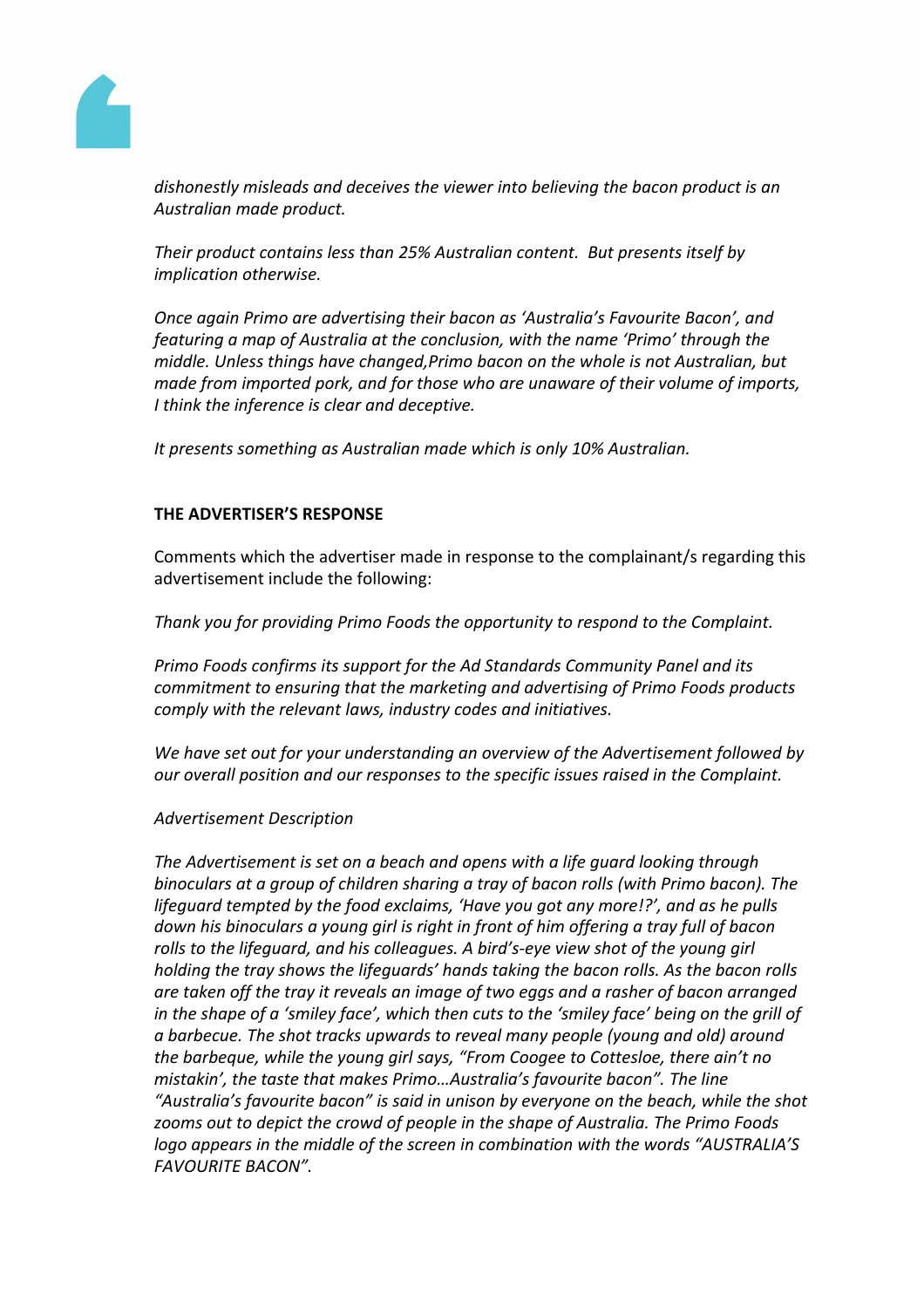*dishonestly misleads and deceives the viewer into believing the bacon product is an Australian made product.*

*Their product contains less than 25% Australian content. But presents itself by implication otherwise.*

*Once again Primo are advertising their bacon as 'Australia's Favourite Bacon', and featuring a map of Australia at the conclusion, with the name 'Primo' through the middle. Unless things have changed,Primo bacon on the whole is not Australian, but made from imported pork, and for those who are unaware of their volume of imports, I think the inference is clear and deceptive.*

*It presents something as Australian made which is only 10% Australian.*

**THE ADVERTISER'S RESPONSE**

Comments which the advertiser made in response to the complainant/s regarding this advertisement include the following:

*Thank you for providing Primo Foods the opportunity to respond to the Complaint.*

*Primo Foods confirms its support for the Ad Standards Community Panel and its commitment to ensuring that the marketing and advertising of Primo Foods products comply with the relevant laws, industry codes and initiatives.*

*We have set out for your understanding an overview of the Advertisement followed by our overall position and our responses to the specific issues raised in the Complaint.*

*Advertisement Description*

*The Advertisement is set on a beach and opens with a life guard looking through binoculars at a group of children sharing a tray of bacon rolls (with Primo bacon). The lifeguard tempted by the food exclaims, 'Have you got any more!?', and as he pulls down his binoculars a young girl is right in front of him offering a tray full of bacon rolls to the lifeguard, and his colleagues. A bird's-eye view shot of the young girl holding the tray shows the lifeguards' hands taking the bacon rolls. As the bacon rolls are taken off the tray it reveals an image of two eggs and a rasher of bacon arranged in the shape of a 'smiley face', which then cuts to the 'smiley face' being on the grill of a barbecue. The shot tracks upwards to reveal many people (young and old) around the barbeque, while the young girl says, "From Coogee to Cottesloe, there ain't no mistakin', the taste that makes Primo…Australia's favourite bacon". The line "Australia's favourite bacon" is said in unison by everyone on the beach, while the shot zooms out to depict the crowd of people in the shape of Australia. The Primo Foods logo appears in the middle of the screen in combination with the words "AUSTRALIA'S FAVOURITE BACON".*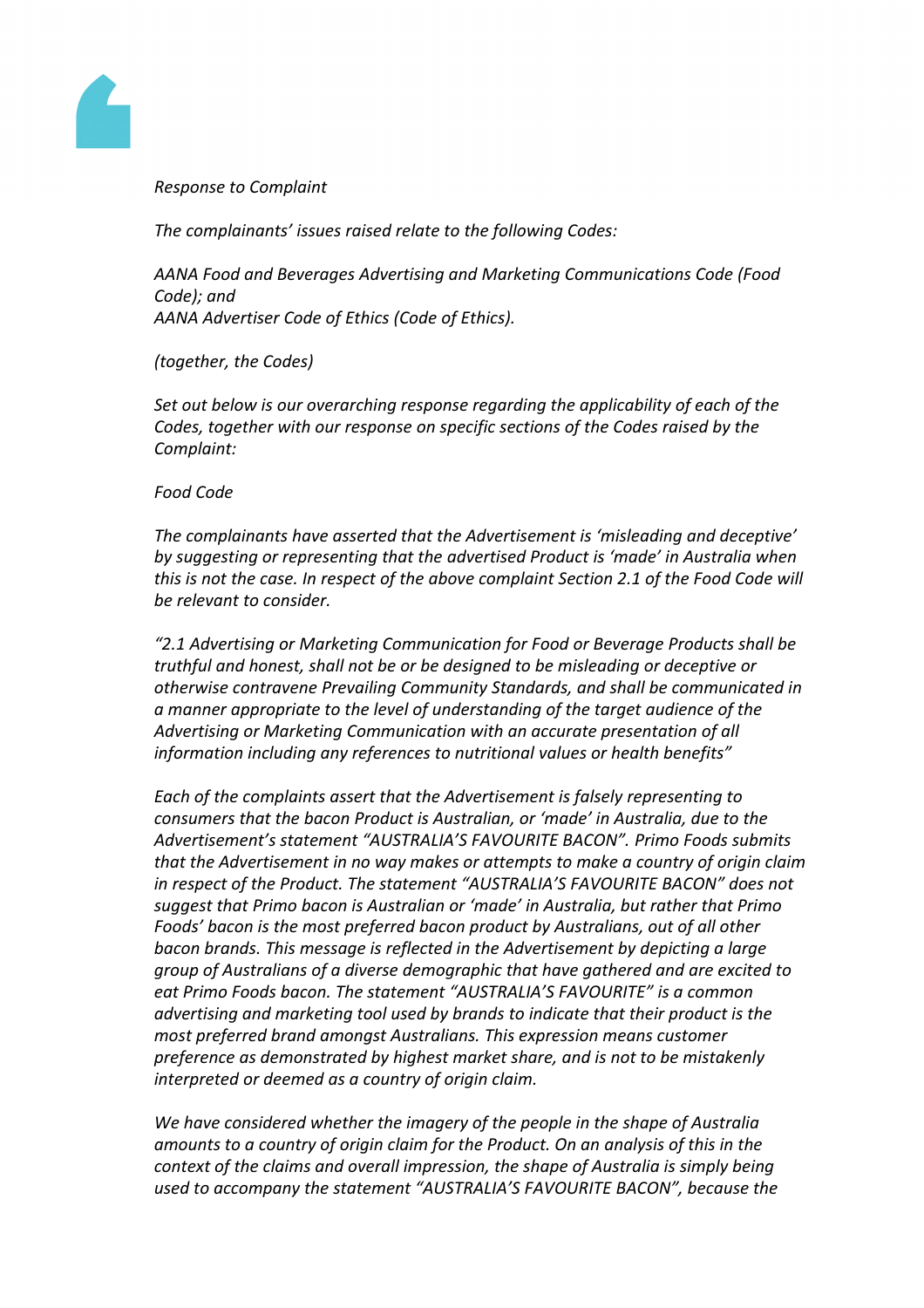*Response to Complaint*

*The complainants' issues raised relate to the following Codes:*

*AANA Food and Beverages Advertising and Marketing Communications Code (Food Code); and*
*AANA Advertiser Code of Ethics (Code of Ethics).*

*(together, the Codes)*

*Set out below is our overarching response regarding the applicability of each of the Codes, together with our response on specific sections of the Codes raised by the Complaint:*

*Food Code*

*The complainants have asserted that the Advertisement is 'misleading and deceptive' by suggesting or representing that the advertised Product is 'made' in Australia when this is not the case. In respect of the above complaint Section 2.1 of the Food Code will be relevant to consider.*

*"2.1 Advertising or Marketing Communication for Food or Beverage Products shall be truthful and honest, shall not be or be designed to be misleading or deceptive or otherwise contravene Prevailing Community Standards, and shall be communicated in a manner appropriate to the level of understanding of the target audience of the Advertising or Marketing Communication with an accurate presentation of all information including any references to nutritional values or health benefits"*

*Each of the complaints assert that the Advertisement is falsely representing to consumers that the bacon Product is Australian, or 'made' in Australia, due to the Advertisement's statement "AUSTRALIA'S FAVOURITE BACON". Primo Foods submits that the Advertisement in no way makes or attempts to make a country of origin claim in respect of the Product. The statement "AUSTRALIA'S FAVOURITE BACON" does not suggest that Primo bacon is Australian or 'made' in Australia, but rather that Primo Foods' bacon is the most preferred bacon product by Australians, out of all other bacon brands. This message is reflected in the Advertisement by depicting a large group of Australians of a diverse demographic that have gathered and are excited to eat Primo Foods bacon. The statement "AUSTRALIA'S FAVOURITE" is a common advertising and marketing tool used by brands to indicate that their product is the most preferred brand amongst Australians. This expression means customer preference as demonstrated by highest market share, and is not to be mistakenly interpreted or deemed as a country of origin claim.*

*We have considered whether the imagery of the people in the shape of Australia amounts to a country of origin claim for the Product. On an analysis of this in the context of the claims and overall impression, the shape of Australia is simply being used to accompany the statement "AUSTRALIA'S FAVOURITE BACON", because the*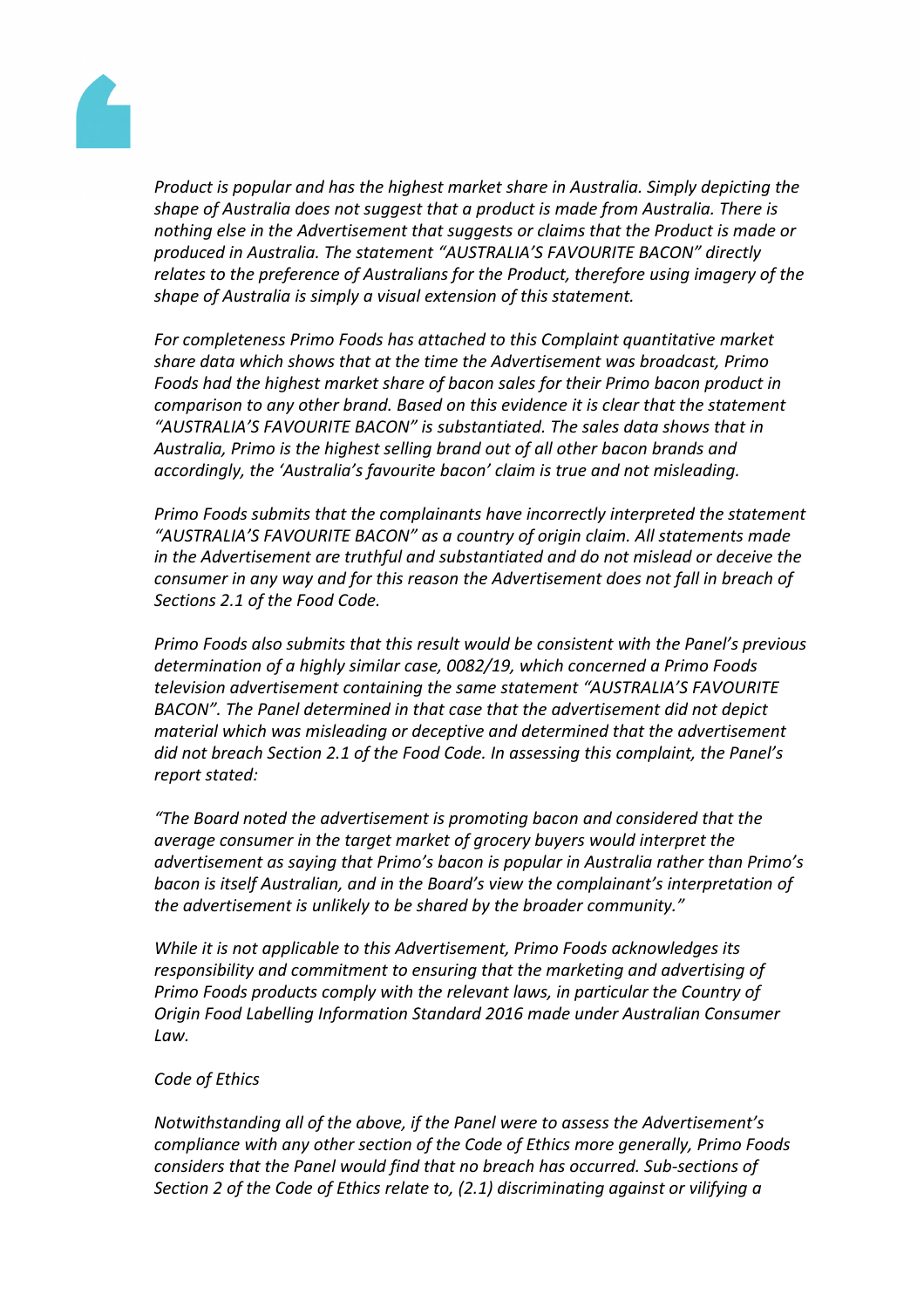*Product is popular and has the highest market share in Australia. Simply depicting the shape of Australia does not suggest that a product is made from Australia. There is nothing else in the Advertisement that suggests or claims that the Product is made or produced in Australia. The statement "AUSTRALIA'S FAVOURITE BACON" directly relates to the preference of Australians for the Product, therefore using imagery of the shape of Australia is simply a visual extension of this statement.*

*For completeness Primo Foods has attached to this Complaint quantitative market share data which shows that at the time the Advertisement was broadcast, Primo Foods had the highest market share of bacon sales for their Primo bacon product in comparison to any other brand. Based on this evidence it is clear that the statement "AUSTRALIA'S FAVOURITE BACON" is substantiated. The sales data shows that in Australia, Primo is the highest selling brand out of all other bacon brands and accordingly, the 'Australia's favourite bacon' claim is true and not misleading.*

*Primo Foods submits that the complainants have incorrectly interpreted the statement "AUSTRALIA'S FAVOURITE BACON" as a country of origin claim. All statements made in the Advertisement are truthful and substantiated and do not mislead or deceive the consumer in any way and for this reason the Advertisement does not fall in breach of Sections 2.1 of the Food Code.*

*Primo Foods also submits that this result would be consistent with the Panel's previous determination of a highly similar case, 0082/19, which concerned a Primo Foods television advertisement containing the same statement "AUSTRALIA'S FAVOURITE BACON". The Panel determined in that case that the advertisement did not depict material which was misleading or deceptive and determined that the advertisement did not breach Section 2.1 of the Food Code. In assessing this complaint, the Panel's report stated:*

*"The Board noted the advertisement is promoting bacon and considered that the average consumer in the target market of grocery buyers would interpret the advertisement as saying that Primo's bacon is popular in Australia rather than Primo's bacon is itself Australian, and in the Board's view the complainant's interpretation of the advertisement is unlikely to be shared by the broader community."*

*While it is not applicable to this Advertisement, Primo Foods acknowledges its responsibility and commitment to ensuring that the marketing and advertising of Primo Foods products comply with the relevant laws, in particular the Country of Origin Food Labelling Information Standard 2016 made under Australian Consumer Law.*

*Code of Ethics*

*Notwithstanding all of the above, if the Panel were to assess the Advertisement's compliance with any other section of the Code of Ethics more generally, Primo Foods considers that the Panel would find that no breach has occurred. Sub-sections of Section 2 of the Code of Ethics relate to, (2.1) discriminating against or vilifying a*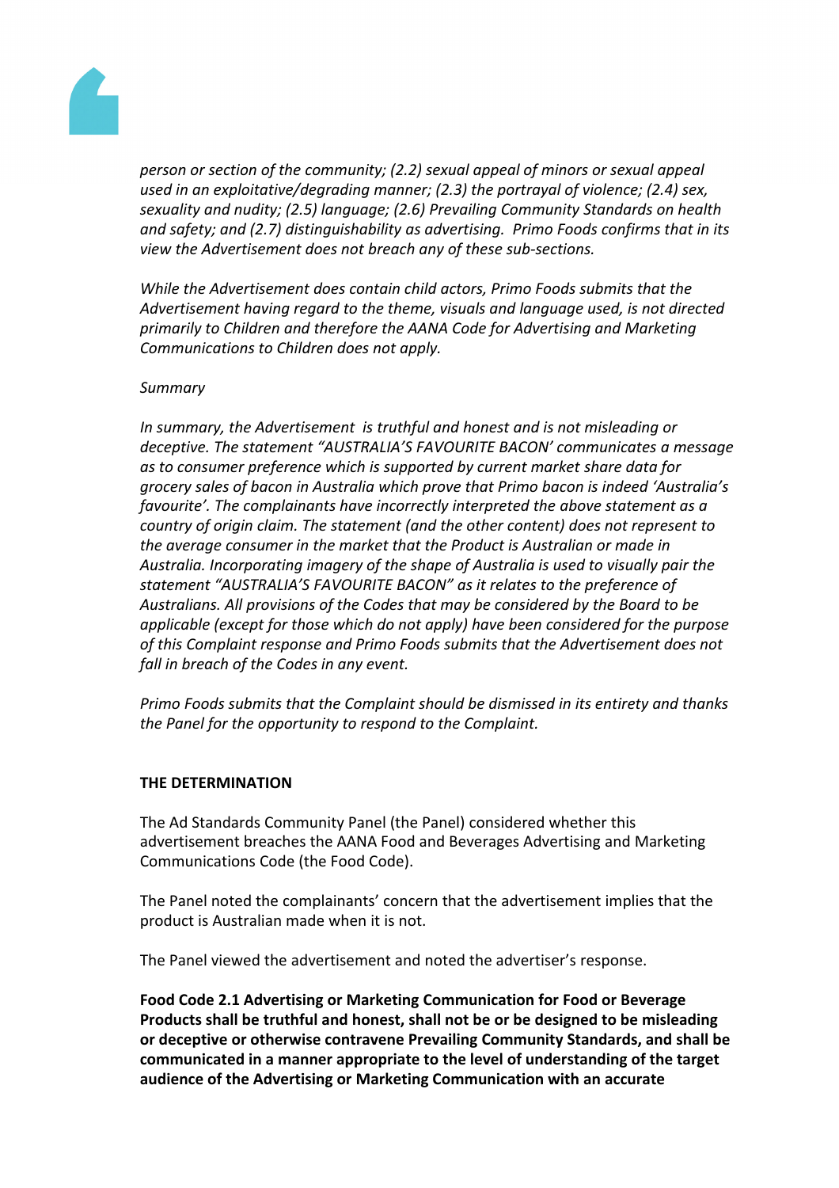*person or section of the community; (2.2) sexual appeal of minors or sexual appeal used in an exploitative/degrading manner; (2.3) the portrayal of violence; (2.4) sex, sexuality and nudity; (2.5) language; (2.6) Prevailing Community Standards on health and safety; and (2.7) distinguishability as advertising. Primo Foods confirms that in its view the Advertisement does not breach any of these sub-sections.*

*While the Advertisement does contain child actors, Primo Foods submits that the Advertisement having regard to the theme, visuals and language used, is not directed primarily to Children and therefore the AANA Code for Advertising and Marketing Communications to Children does not apply.*

*Summary*

*In summary, the Advertisement is truthful and honest and is not misleading or deceptive. The statement "AUSTRALIA'S FAVOURITE BACON' communicates a message as to consumer preference which is supported by current market share data for grocery sales of bacon in Australia which prove that Primo bacon is indeed 'Australia's favourite'. The complainants have incorrectly interpreted the above statement as a country of origin claim. The statement (and the other content) does not represent to the average consumer in the market that the Product is Australian or made in Australia. Incorporating imagery of the shape of Australia is used to visually pair the statement "AUSTRALIA'S FAVOURITE BACON" as it relates to the preference of Australians. All provisions of the Codes that may be considered by the Board to be applicable (except for those which do not apply) have been considered for the purpose of this Complaint response and Primo Foods submits that the Advertisement does not fall in breach of the Codes in any event.*

*Primo Foods submits that the Complaint should be dismissed in its entirety and thanks the Panel for the opportunity to respond to the Complaint.*

**THE DETERMINATION**

The Ad Standards Community Panel (the Panel) considered whether this advertisement breaches the AANA Food and Beverages Advertising and Marketing Communications Code (the Food Code).

The Panel noted the complainants' concern that the advertisement implies that the product is Australian made when it is not.

The Panel viewed the advertisement and noted the advertiser's response.

**Food Code 2.1 Advertising or Marketing Communication for Food or Beverage Products shall be truthful and honest, shall not be or be designed to be misleading or deceptive or otherwise contravene Prevailing Community Standards, and shall be communicated in a manner appropriate to the level of understanding of the target audience of the Advertising or Marketing Communication with an accurate**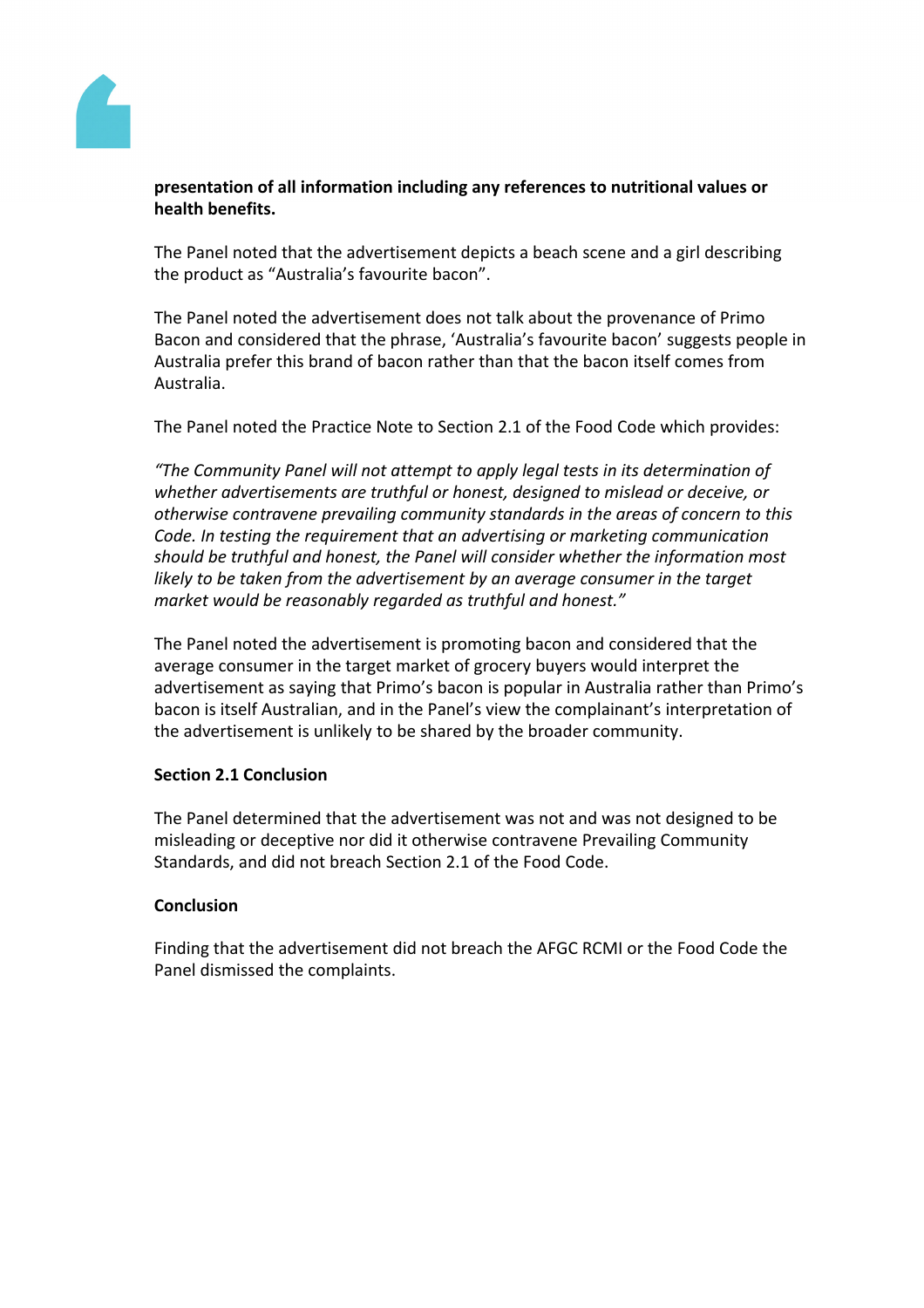**presentation of all information including any references to nutritional values or health benefits.**

The Panel noted that the advertisement depicts a beach scene and a girl describing the product as "Australia's favourite bacon".

The Panel noted the advertisement does not talk about the provenance of Primo Bacon and considered that the phrase, 'Australia's favourite bacon' suggests people in Australia prefer this brand of bacon rather than that the bacon itself comes from Australia.

The Panel noted the Practice Note to Section 2.1 of the Food Code which provides:

*"The Community Panel will not attempt to apply legal tests in its determination of whether advertisements are truthful or honest, designed to mislead or deceive, or otherwise contravene prevailing community standards in the areas of concern to this Code. In testing the requirement that an advertising or marketing communication should be truthful and honest, the Panel will consider whether the information most likely to be taken from the advertisement by an average consumer in the target market would be reasonably regarded as truthful and honest."*

The Panel noted the advertisement is promoting bacon and considered that the average consumer in the target market of grocery buyers would interpret the advertisement as saying that Primo's bacon is popular in Australia rather than Primo's bacon is itself Australian, and in the Panel's view the complainant's interpretation of the advertisement is unlikely to be shared by the broader community.

**Section 2.1 Conclusion**

The Panel determined that the advertisement was not and was not designed to be misleading or deceptive nor did it otherwise contravene Prevailing Community Standards, and did not breach Section 2.1 of the Food Code.

**Conclusion**

Finding that the advertisement did not breach the AFGC RCMI or the Food Code the Panel dismissed the complaints.